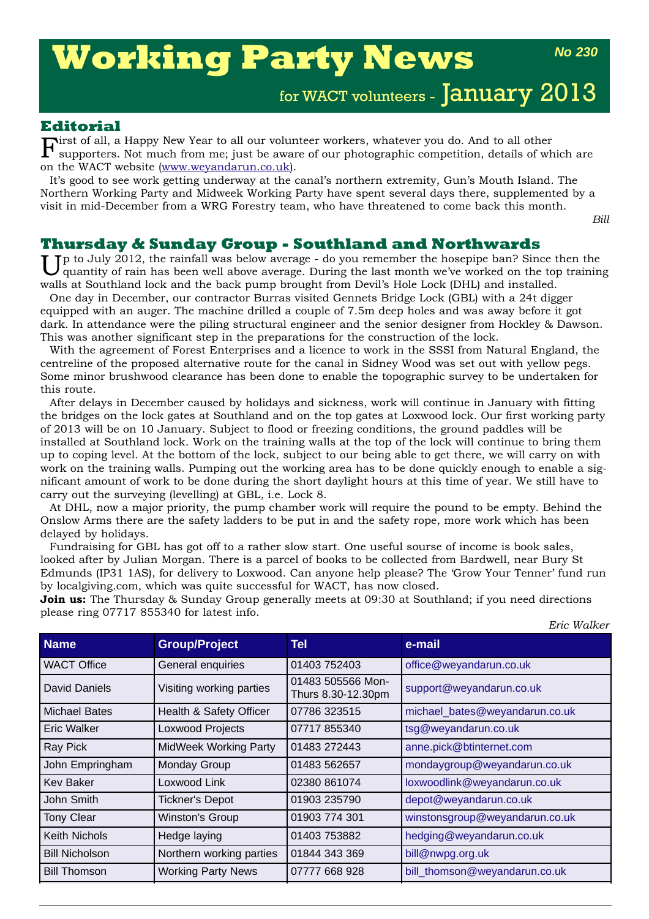# Working Party News

**No 230**

for WACT volunteers - January 2013

## Editorial

First of all, a Happy New Year to all our volunteer workers, whatever you do. And to all other supporters. Not much from me; just be aware of our photographic competition, details of which are on the WACT website (www.weyandarun.co.uk).

It's good to see work getting underway at the canal's northern extremity, Gun's Mouth Island. The Northern Working Party and Midweek Working Party have spent several days there, supplemented by a visit in mid-December from a WRG Forestry team, who have threatened to come back this month.

*Bill*

## Thursday & Sunday Group - Southland and Northwards

Up to July 2012, the rainfall was below average - do you remember the hosepipe ban? Since then the quantity of rain has been well above average. During the last month we've worked on the top training walls at Southland lock and the back pump brought from Devil's Hole Lock (DHL) and installed.

One day in December, our contractor Burras visited Gennets Bridge Lock (GBL) with a 24t digger equipped with an auger. The machine drilled a couple of 7.5m deep holes and was away before it got dark. In attendance were the piling structural engineer and the senior designer from Hockley & Dawson. This was another significant step in the preparations for the construction of the lock.

With the agreement of Forest Enterprises and a licence to work in the SSSI from Natural England, the centreline of the proposed alternative route for the canal in Sidney Wood was set out with yellow pegs. Some minor brushwood clearance has been done to enable the topographic survey to be undertaken for this route.

After delays in December caused by holidays and sickness, work will continue in January with fitting the bridges on the lock gates at Southland and on the top gates at Loxwood lock. Our first working party of 2013 will be on 10 January. Subject to flood or freezing conditions, the ground paddles will be installed at Southland lock. Work on the training walls at the top of the lock will continue to bring them up to coping level. At the bottom of the lock, subject to our being able to get there, we will carry on with work on the training walls. Pumping out the working area has to be done quickly enough to enable a significant amount of work to be done during the short daylight hours at this time of year. We still have to carry out the surveying (levelling) at GBL, i.e. Lock 8.

At DHL, now a major priority, the pump chamber work will require the pound to be empty. Behind the Onslow Arms there are the safety ladders to be put in and the safety rope, more work which has been delayed by holidays.

Fundraising for GBL has got off to a rather slow start. One useful sourse of income is book sales, looked after by Julian Morgan. There is a parcel of books to be collected from Bardwell, near Bury St Edmunds (IP31 1AS), for delivery to Loxwood. Can anyone help please? The 'Grow Your Tenner' fund run by localgiving.com, which was quite successful for WACT, has now closed.

**Join us:** The Thursday & Sunday Group generally meets at 09:30 at Southland; if you need directions please ring 07717 855340 for latest info.

*Eric Walker*

| Name | Group/Project | Tel | e-mail |
|---|---|---|---|
| WACT Office | General enquiries | 01403 752403 | office@weyandarun.co.uk |
| David Daniels | Visiting working parties | 01483 505566 Mon-Thurs 8.30-12.30pm | support@weyandarun.co.uk |
| Michael Bates | Health & Safety Officer | 07786 323515 | michael_bates@weyandarun.co.uk |
| Eric Walker | Loxwood Projects | 07717 855340 | tsg@weyandarun.co.uk |
| Ray Pick | MidWeek Working Party | 01483 272443 | anne.pick@btinternet.com |
| John Empringham | Monday Group | 01483 562657 | mondaygroup@weyandarun.co.uk |
| Kev Baker | Loxwood Link | 02380 861074 | loxwoodlink@weyandarun.co.uk |
| John Smith | Tickner's Depot | 01903 235790 | depot@weyandarun.co.uk |
| Tony Clear | Winston's Group | 01903 774 301 | winstonsgroup@weyandarun.co.uk |
| Keith Nichols | Hedge laying | 01403 753882 | hedging@weyandarun.co.uk |
| Bill Nicholson | Northern working parties | 01844 343 369 | bill@nwpg.org.uk |
| Bill Thomson | Working Party News | 07777 668 928 | bill_thomson@weyandarun.co.uk |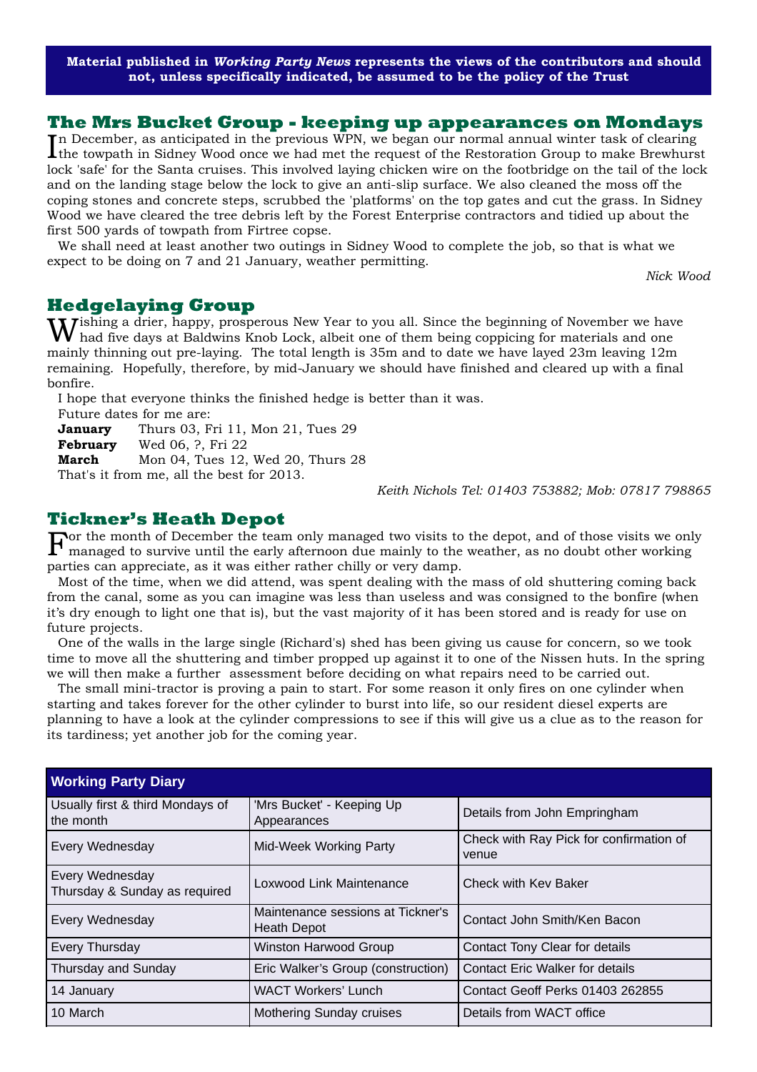**Material published in *Working Party News* represents the views of the contributors and should not, unless specifically indicated, be assumed to be the policy of the Trust**

## The Mrs Bucket Group - keeping up appearances on Mondays

In December, as anticipated in the previous WPN, we began our normal annual winter task of clearing the towpath in Sidney Wood once we had met the request of the Restoration Group to make Brewhurst lock 'safe' for the Santa cruises. This involved laying chicken wire on the footbridge on the tail of the lock and on the landing stage below the lock to give an anti-slip surface. We also cleaned the moss off the coping stones and concrete steps, scrubbed the 'platforms' on the top gates and cut the grass. In Sidney Wood we have cleared the tree debris left by the Forest Enterprise contractors and tidied up about the first 500 yards of towpath from Firtree copse.

We shall need at least another two outings in Sidney Wood to complete the job, so that is what we expect to be doing on 7 and 21 January, weather permitting.

*Nick Wood*

## Hedgelaying Group

Wishing a drier, happy, prosperous New Year to you all. Since the beginning of November we have had five days at Baldwins Knob Lock, albeit one of them being coppicing for materials and one mainly thinning out pre-laying. The total length is 35m and to date we have layed 23m leaving 12m remaining. Hopefully, therefore, by mid-January we should have finished and cleared up with a final bonfire.

I hope that everyone thinks the finished hedge is better than it was.

Future dates for me are:

**January** Thurs 03, Fri 11, Mon 21, Tues 29
**February** Wed 06, ?, Fri 22
**March** Mon 04, Tues 12, Wed 20, Thurs 28

That's it from me, all the best for 2013.

*Keith Nichols Tel: 01403 753882; Mob: 07817 798865*

## Tickner's Heath Depot

For the month of December the team only managed two visits to the depot, and of those visits we only managed to survive until the early afternoon due mainly to the weather, as no doubt other working parties can appreciate, as it was either rather chilly or very damp.

Most of the time, when we did attend, was spent dealing with the mass of old shuttering coming back from the canal, some as you can imagine was less than useless and was consigned to the bonfire (when it's dry enough to light one that is), but the vast majority of it has been stored and is ready for use on future projects.

One of the walls in the large single (Richard's) shed has been giving us cause for concern, so we took time to move all the shuttering and timber propped up against it to one of the Nissen huts. In the spring we will then make a further assessment before deciding on what repairs need to be carried out.

The small mini-tractor is proving a pain to start. For some reason it only fires on one cylinder when starting and takes forever for the other cylinder to burst into life, so our resident diesel experts are planning to have a look at the cylinder compressions to see if this will give us a clue as to the reason for its tardiness; yet another job for the coming year.

| Working Party Diary | | |
|---|---|---|
| Usually first & third Mondays of the month | 'Mrs Bucket' - Keeping Up Appearances | Details from John Empringham |
| Every Wednesday | Mid-Week Working Party | Check with Ray Pick for confirmation of venue |
| Every Wednesday Thursday & Sunday as required | Loxwood Link Maintenance | Check with Kev Baker |
| Every Wednesday | Maintenance sessions at Tickner's Heath Depot | Contact John Smith/Ken Bacon |
| Every Thursday | Winston Harwood Group | Contact Tony Clear for details |
| Thursday and Sunday | Eric Walker's Group (construction) | Contact Eric Walker for details |
| 14 January | WACT Workers' Lunch | Contact Geoff Perks 01403 262855 |
| 10 March | Mothering Sunday cruises | Details from WACT office |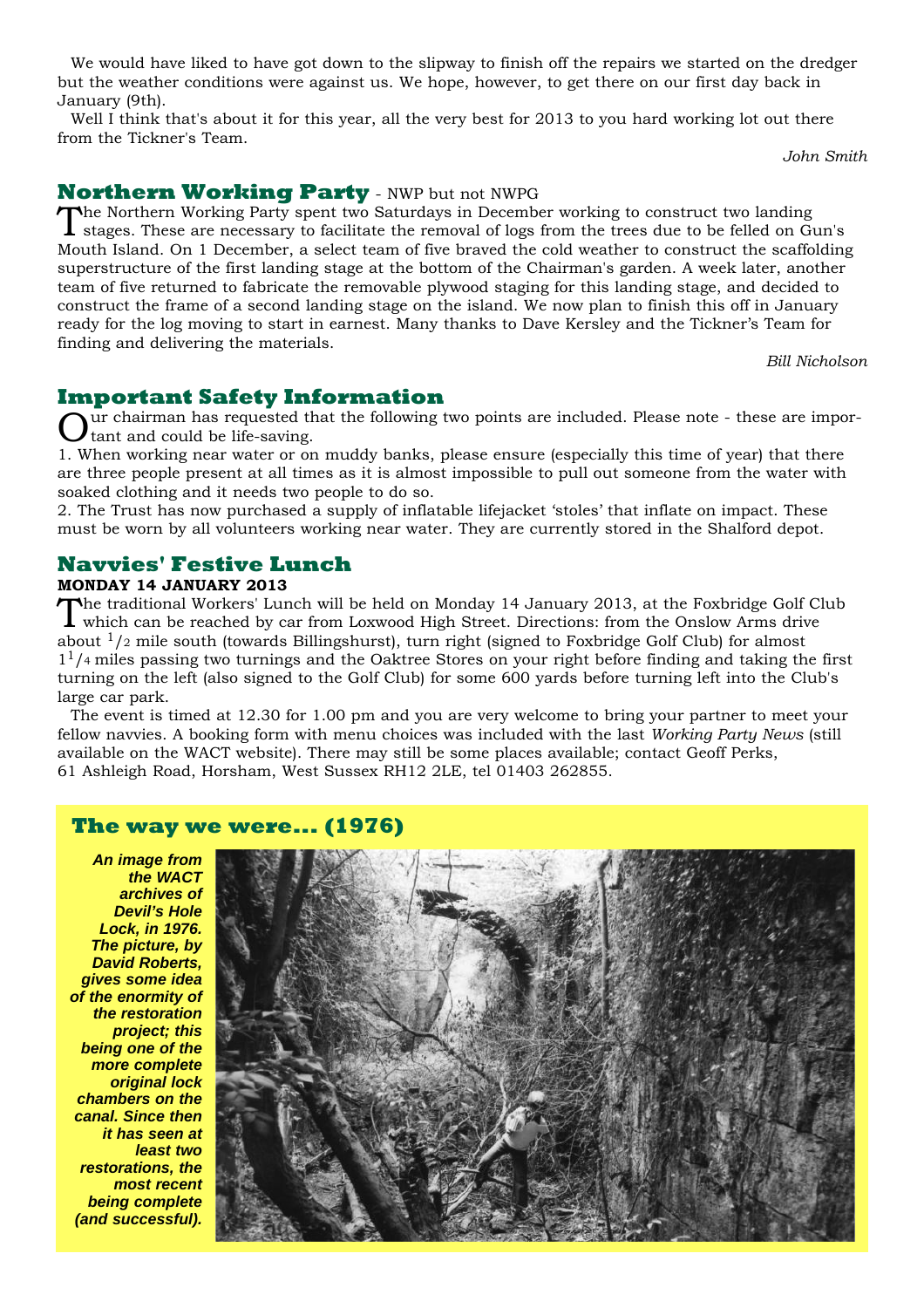We would have liked to have got down to the slipway to finish off the repairs we started on the dredger but the weather conditions were against us. We hope, however, to get there on our first day back in January (9th).

Well I think that's about it for this year, all the very best for 2013 to you hard working lot out there from the Tickner's Team.

*John Smith*

## Northern Working Party - NWP but not NWPG

The Northern Working Party spent two Saturdays in December working to construct two landing stages. These are necessary to facilitate the removal of logs from the trees due to be felled on Gun's Mouth Island. On 1 December, a select team of five braved the cold weather to construct the scaffolding superstructure of the first landing stage at the bottom of the Chairman's garden. A week later, another team of five returned to fabricate the removable plywood staging for this landing stage, and decided to construct the frame of a second landing stage on the island. We now plan to finish this off in January ready for the log moving to start in earnest. Many thanks to Dave Kersley and the Tickner's Team for finding and delivering the materials.

*Bill Nicholson*

## Important Safety Information

Our chairman has requested that the following two points are included. Please note - these are important and could be life-saving.

1. When working near water or on muddy banks, please ensure (especially this time of year) that there are three people present at all times as it is almost impossible to pull out someone from the water with soaked clothing and it needs two people to do so.
2. The Trust has now purchased a supply of inflatable lifejacket 'stoles' that inflate on impact. These must be worn by all volunteers working near water. They are currently stored in the Shalford depot.

## Navvies' Festive Lunch

**MONDAY 14 JANUARY 2013**

The traditional Workers' Lunch will be held on Monday 14 January 2013, at the Foxbridge Golf Club which can be reached by car from Loxwood High Street. Directions: from the Onslow Arms drive about 1/2 mile south (towards Billingshurst), turn right (signed to Foxbridge Golf Club) for almost 1 1/4 miles passing two turnings and the Oaktree Stores on your right before finding and taking the first turning on the left (also signed to the Golf Club) for some 600 yards before turning left into the Club's large car park.

The event is timed at 12.30 for 1.00 pm and you are very welcome to bring your partner to meet your fellow navvies. A booking form with menu choices was included with the last *Working Party News* (still available on the WACT website). There may still be some places available; contact Geoff Perks, 61 Ashleigh Road, Horsham, West Sussex RH12 2LE, tel 01403 262855.

## The way we were... (1976)

***An image from the WACT archives of Devil's Hole Lock, in 1976. The picture, by David Roberts, gives some idea of the enormity of the restoration project; this being one of the more complete original lock chambers on the canal. Since then it has seen at least two restorations, the most recent being complete (and successful).***